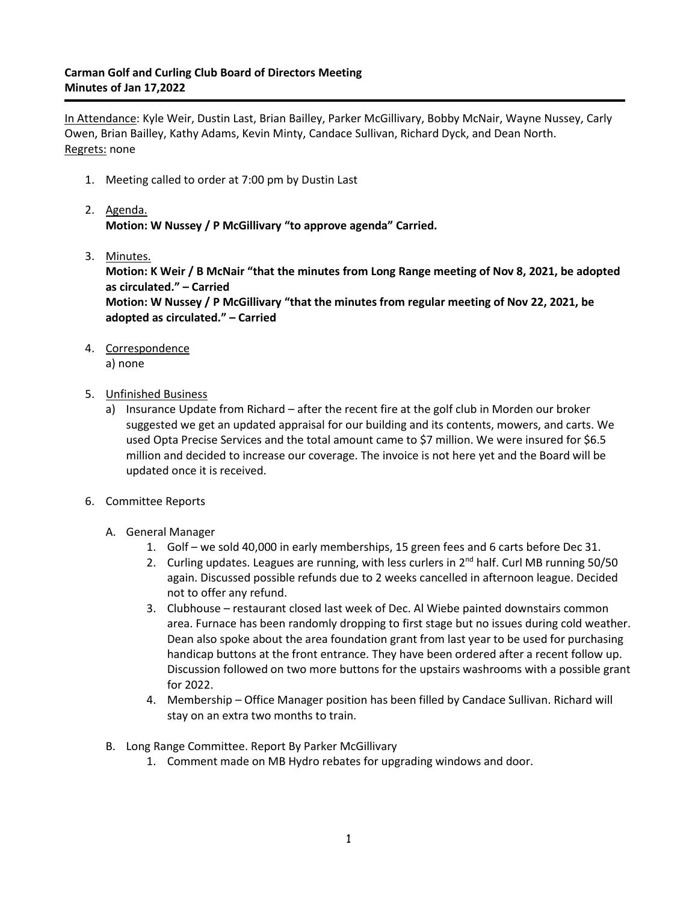**Carman Golf and Curling Club Board of Directors Meeting**
**Minutes of Jan 17,2022**

---

In Attendance: Kyle Weir, Dustin Last, Brian Bailley, Parker McGillivary, Bobby McNair, Wayne Nussey, Carly Owen, Brian Bailley, Kathy Adams, Kevin Minty, Candace Sullivan, Richard Dyck, and Dean North.
Regrets: none

1. Meeting called to order at 7:00 pm by Dustin Last

2. Agenda.
   **Motion: W Nussey / P McGillivary "to approve agenda" Carried.**

3. Minutes.
   **Motion: K Weir / B McNair "that the minutes from Long Range meeting of Nov 8, 2021, be adopted as circulated." – Carried**
   **Motion: W Nussey / P McGillivary "that the minutes from regular meeting of Nov 22, 2021, be adopted as circulated." – Carried**

4. Correspondence
   a) none

5. Unfinished Business
   a) Insurance Update from Richard – after the recent fire at the golf club in Morden our broker suggested we get an updated appraisal for our building and its contents, mowers, and carts. We used Opta Precise Services and the total amount came to $7 million. We were insured for $6.5 million and decided to increase our coverage. The invoice is not here yet and the Board will be updated once it is received.

6. Committee Reports

   A. General Manager
      1. Golf – we sold 40,000 in early memberships, 15 green fees and 6 carts before Dec 31.
      2. Curling updates. Leagues are running, with less curlers in 2nd half. Curl MB running 50/50 again. Discussed possible refunds due to 2 weeks cancelled in afternoon league. Decided not to offer any refund.
      3. Clubhouse – restaurant closed last week of Dec. Al Wiebe painted downstairs common area. Furnace has been randomly dropping to first stage but no issues during cold weather. Dean also spoke about the area foundation grant from last year to be used for purchasing handicap buttons at the front entrance. They have been ordered after a recent follow up. Discussion followed on two more buttons for the upstairs washrooms with a possible grant for 2022.
      4. Membership – Office Manager position has been filled by Candace Sullivan. Richard will stay on an extra two months to train.

   B. Long Range Committee. Report By Parker McGillivary
      1. Comment made on MB Hydro rebates for upgrading windows and door.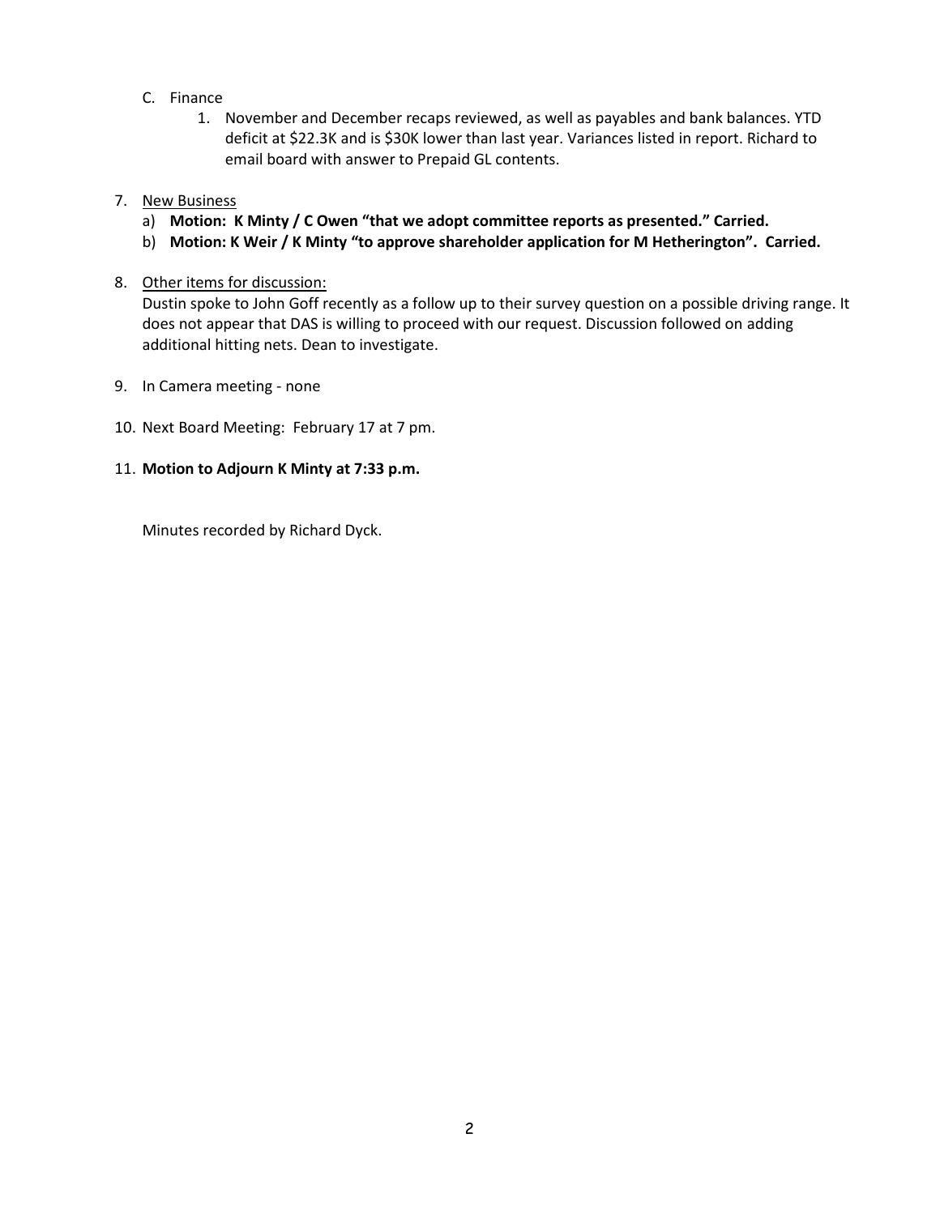C. Finance

   1. November and December recaps reviewed, as well as payables and bank balances. YTD deficit at $22.3K and is $30K lower than last year. Variances listed in report. Richard to email board with answer to Prepaid GL contents.

7. <u>New Business</u>
   a) **Motion: K Minty / C Owen "that we adopt committee reports as presented." Carried.**
   b) **Motion: K Weir / K Minty "to approve shareholder application for M Hetherington". Carried.**

8. <u>Other items for discussion:</u>
   Dustin spoke to John Goff recently as a follow up to their survey question on a possible driving range. It does not appear that DAS is willing to proceed with our request. Discussion followed on adding additional hitting nets. Dean to investigate.

9. In Camera meeting - none

10. Next Board Meeting: February 17 at 7 pm.

11. **Motion to Adjourn K Minty at 7:33 p.m.**

Minutes recorded by Richard Dyck.